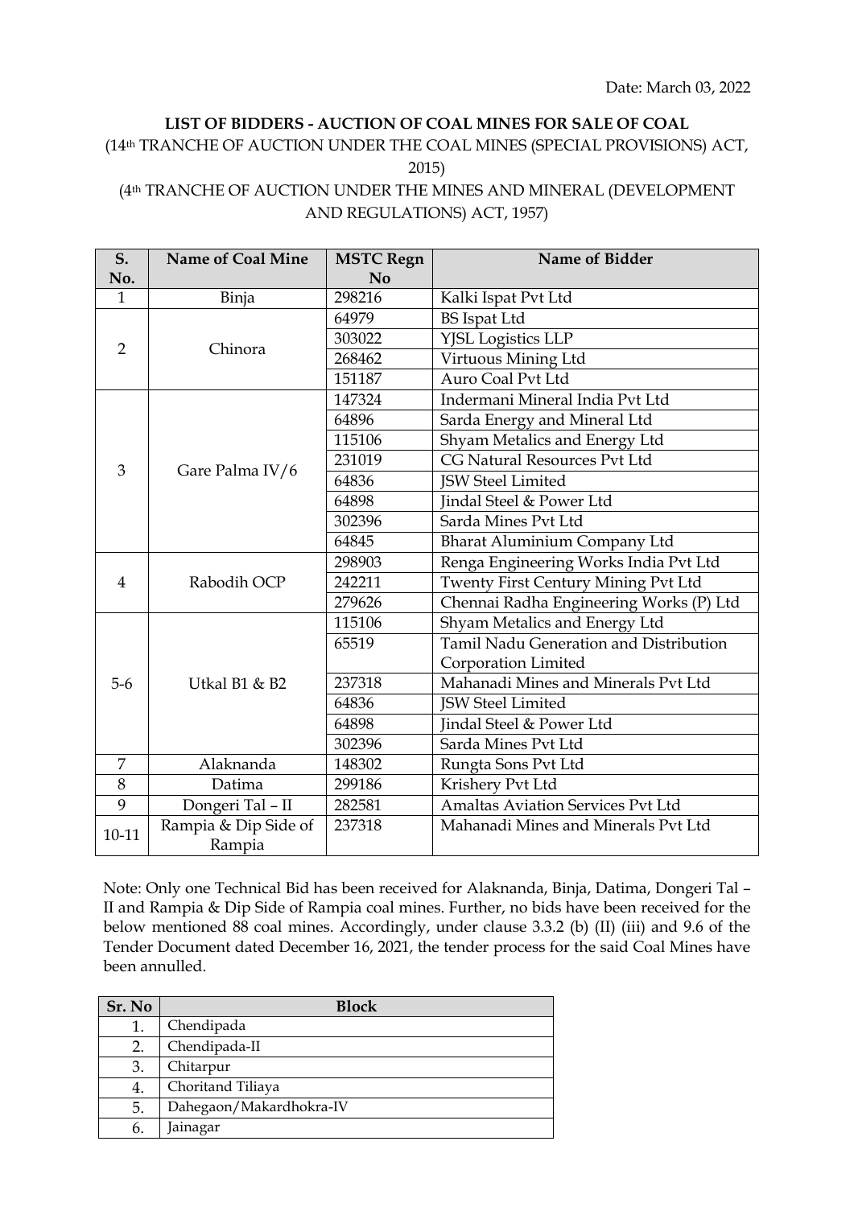Date: March 03, 2022

## LIST OF BIDDERS - AUCTION OF COAL MINES FOR SALE OF COAL

(14th TRANCHE OF AUCTION UNDER THE COAL MINES (SPECIAL PROVISIONS) ACT, 2015)

(4th TRANCHE OF AUCTION UNDER THE MINES AND MINERAL (DEVELOPMENT AND REGULATIONS) ACT, 1957)

| S. No. | Name of Coal Mine | MSTC Regn No | Name of Bidder |
|---|---|---|---|
| 1 | Binja | 298216 | Kalki Ispat Pvt Ltd |
| 2 | Chinora | 64979 | BS Ispat Ltd |
| | | 303022 | YJSL Logistics LLP |
| | | 268462 | Virtuous Mining Ltd |
| | | 151187 | Auro Coal Pvt Ltd |
| 3 | Gare Palma IV/6 | 147324 | Indermani Mineral India Pvt Ltd |
| | | 64896 | Sarda Energy and Mineral Ltd |
| | | 115106 | Shyam Metalics and Energy Ltd |
| | | 231019 | CG Natural Resources Pvt Ltd |
| | | 64836 | JSW Steel Limited |
| | | 64898 | Jindal Steel & Power Ltd |
| | | 302396 | Sarda Mines Pvt Ltd |
| | | 64845 | Bharat Aluminium Company Ltd |
| 4 | Rabodih OCP | 298903 | Renga Engineering Works India Pvt Ltd |
| | | 242211 | Twenty First Century Mining Pvt Ltd |
| | | 279626 | Chennai Radha Engineering Works (P) Ltd |
| 5-6 | Utkal B1 & B2 | 115106 | Shyam Metalics and Energy Ltd |
| | | 65519 | Tamil Nadu Generation and Distribution Corporation Limited |
| | | 237318 | Mahanadi Mines and Minerals Pvt Ltd |
| | | 64836 | JSW Steel Limited |
| | | 64898 | Jindal Steel & Power Ltd |
| | | 302396 | Sarda Mines Pvt Ltd |
| 7 | Alaknanda | 148302 | Rungta Sons Pvt Ltd |
| 8 | Datima | 299186 | Krishery Pvt Ltd |
| 9 | Dongeri Tal – II | 282581 | Amaltas Aviation Services Pvt Ltd |
| 10-11 | Rampia & Dip Side of Rampia | 237318 | Mahanadi Mines and Minerals Pvt Ltd |

Note: Only one Technical Bid has been received for Alaknanda, Binja, Datima, Dongeri Tal – II and Rampia & Dip Side of Rampia coal mines. Further, no bids have been received for the below mentioned 88 coal mines. Accordingly, under clause 3.3.2 (b) (II) (iii) and 9.6 of the Tender Document dated December 16, 2021, the tender process for the said Coal Mines have been annulled.

| Sr. No | Block |
|---|---|
| 1. | Chendipada |
| 2. | Chendipada-II |
| 3. | Chitarpur |
| 4. | Choritand Tiliaya |
| 5. | Dahegaon/Makardhokra-IV |
| 6. | Jainagar |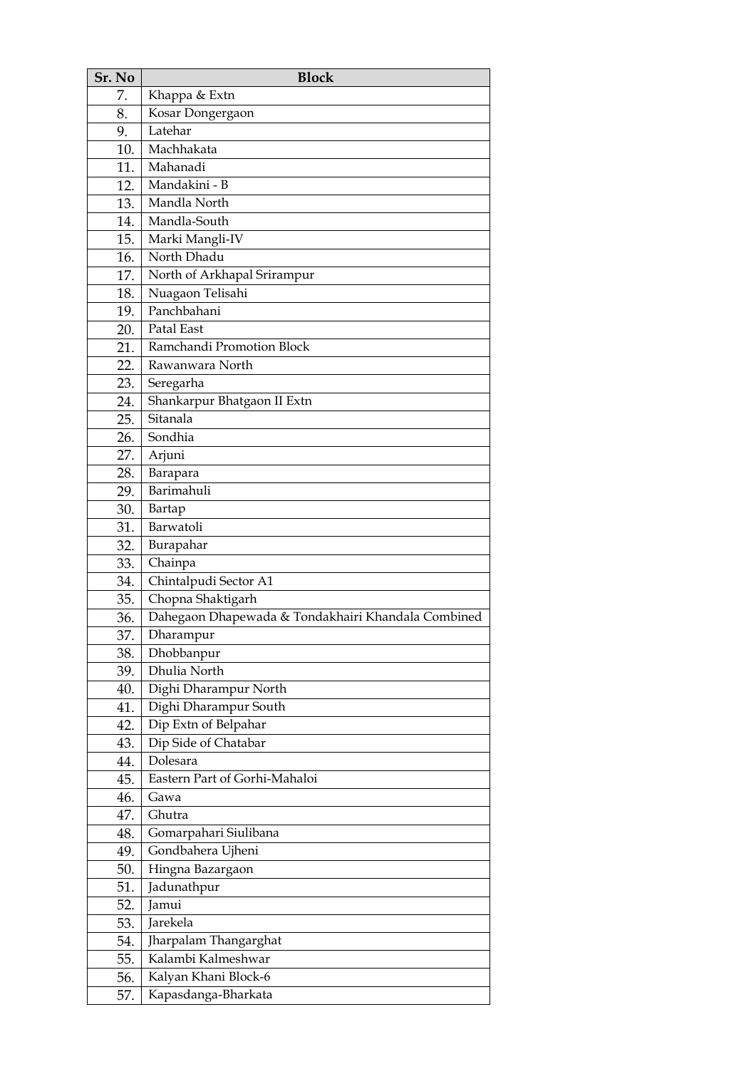| Sr. No | Block |
|---|---|
| 7. | Khappa & Extn |
| 8. | Kosar Dongergaon |
| 9. | Latehar |
| 10. | Machhakata |
| 11. | Mahanadi |
| 12. | Mandakini - B |
| 13. | Mandla North |
| 14. | Mandla-South |
| 15. | Marki Mangli-IV |
| 16. | North Dhadu |
| 17. | North of Arkhapal Srirampur |
| 18. | Nuagaon Telisahi |
| 19. | Panchbahani |
| 20. | Patal East |
| 21. | Ramchandi Promotion Block |
| 22. | Rawanwara North |
| 23. | Seregarha |
| 24. | Shankarpur Bhatgaon II Extn |
| 25. | Sitanala |
| 26. | Sondhia |
| 27. | Arjuni |
| 28. | Barapara |
| 29. | Barimahuli |
| 30. | Bartap |
| 31. | Barwatoli |
| 32. | Burapahar |
| 33. | Chainpa |
| 34. | Chintalpudi Sector A1 |
| 35. | Chopna Shaktigarh |
| 36. | Dahegaon Dhapewada & Tondakhairi Khandala Combined |
| 37. | Dharampur |
| 38. | Dhobbanpur |
| 39. | Dhulia North |
| 40. | Dighi Dharampur North |
| 41. | Dighi Dharampur South |
| 42. | Dip Extn of Belpahar |
| 43. | Dip Side of Chatabar |
| 44. | Dolesara |
| 45. | Eastern Part of Gorhi-Mahaloi |
| 46. | Gawa |
| 47. | Ghutra |
| 48. | Gomarpahari Siulibana |
| 49. | Gondbahera Ujheni |
| 50. | Hingna Bazargaon |
| 51. | Jadunathpur |
| 52. | Jamui |
| 53. | Jarekela |
| 54. | Jharpalam Thangarghat |
| 55. | Kalambi Kalmeshwar |
| 56. | Kalyan Khani Block-6 |
| 57. | Kapasdanga-Bharkata |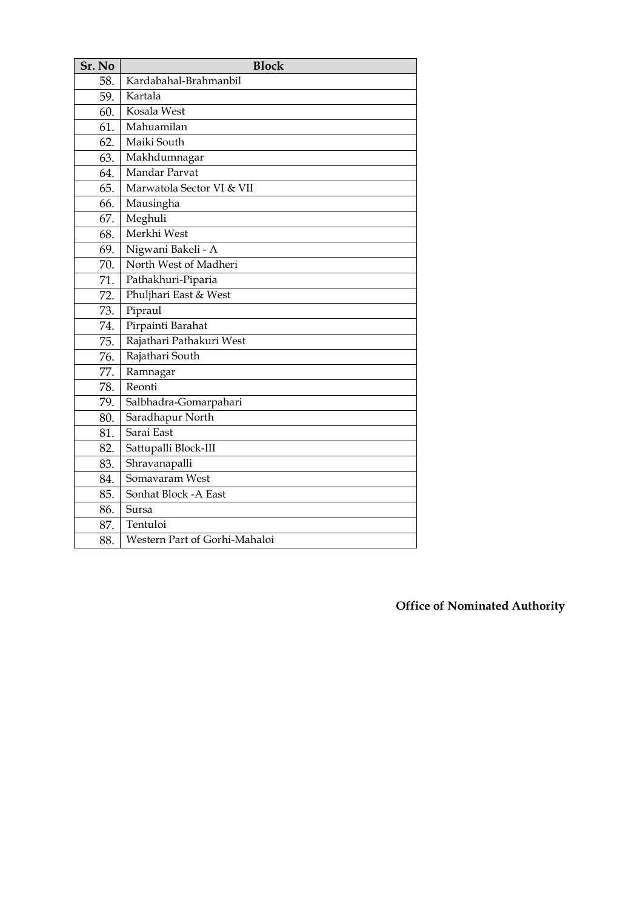| Sr. No | Block |
|---|---|
| 58. | Kardabahal-Brahmanbil |
| 59. | Kartala |
| 60. | Kosala West |
| 61. | Mahuamilan |
| 62. | Maiki South |
| 63. | Makhdumnagar |
| 64. | Mandar Parvat |
| 65. | Marwatola Sector VI & VII |
| 66. | Mausingha |
| 67. | Meghuli |
| 68. | Merkhi West |
| 69. | Nigwani Bakeli - A |
| 70. | North West of Madheri |
| 71. | Pathakhuri-Piparia |
| 72. | Phuljhari East & West |
| 73. | Pipraul |
| 74. | Pirpainti Barahat |
| 75. | Rajathari Pathakuri West |
| 76. | Rajathari South |
| 77. | Ramnagar |
| 78. | Reonti |
| 79. | Salbhadra-Gomarpahari |
| 80. | Saradhapur North |
| 81. | Sarai East |
| 82. | Sattupalli Block-III |
| 83. | Shravanapalli |
| 84. | Somavaram West |
| 85. | Sonhat Block -A East |
| 86. | Sursa |
| 87. | Tentuloi |
| 88. | Western Part of Gorhi-Mahaloi |

**Office of Nominated Authority**